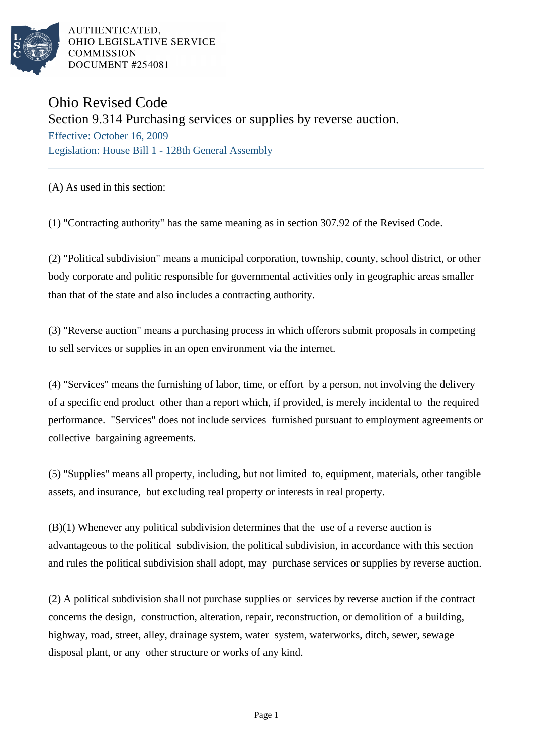AUTHENTICATED,
OHIO LEGISLATIVE SERVICE
COMMISSION
DOCUMENT #254081

# Ohio Revised Code

## Section 9.314 Purchasing services or supplies by reverse auction.

Effective: October 16, 2009

Legislation: House Bill 1 - 128th General Assembly

---

(A) As used in this section:

(1) "Contracting authority" has the same meaning as in section 307.92 of the Revised Code.

(2) "Political subdivision" means a municipal corporation, township, county, school district, or other body corporate and politic responsible for governmental activities only in geographic areas smaller than that of the state and also includes a contracting authority.

(3) "Reverse auction" means a purchasing process in which offerors submit proposals in competing to sell services or supplies in an open environment via the internet.

(4) "Services" means the furnishing of labor, time, or effort by a person, not involving the delivery of a specific end product other than a report which, if provided, is merely incidental to the required performance. "Services" does not include services furnished pursuant to employment agreements or collective bargaining agreements.

(5) "Supplies" means all property, including, but not limited to, equipment, materials, other tangible assets, and insurance, but excluding real property or interests in real property.

(B)(1) Whenever any political subdivision determines that the use of a reverse auction is advantageous to the political subdivision, the political subdivision, in accordance with this section and rules the political subdivision shall adopt, may purchase services or supplies by reverse auction.

(2) A political subdivision shall not purchase supplies or services by reverse auction if the contract concerns the design, construction, alteration, repair, reconstruction, or demolition of a building, highway, road, street, alley, drainage system, water system, waterworks, ditch, sewer, sewage disposal plant, or any other structure or works of any kind.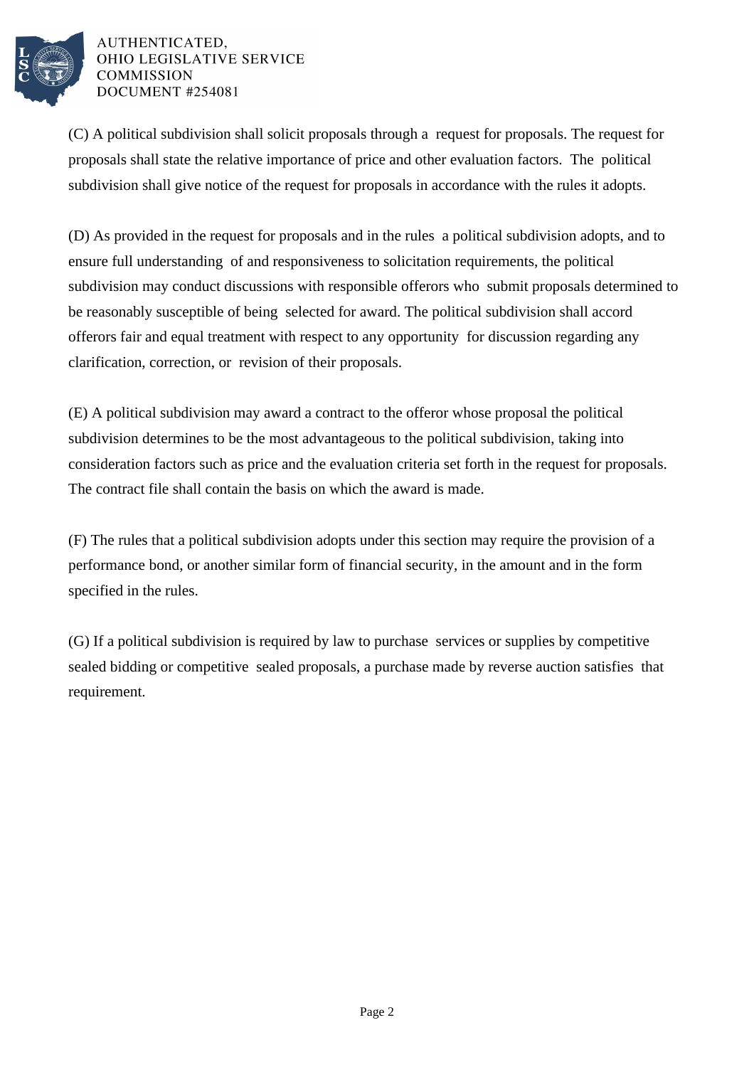(C) A political subdivision shall solicit proposals through a request for proposals. The request for proposals shall state the relative importance of price and other evaluation factors. The political subdivision shall give notice of the request for proposals in accordance with the rules it adopts.

(D) As provided in the request for proposals and in the rules a political subdivision adopts, and to ensure full understanding of and responsiveness to solicitation requirements, the political subdivision may conduct discussions with responsible offerors who submit proposals determined to be reasonably susceptible of being selected for award. The political subdivision shall accord offerors fair and equal treatment with respect to any opportunity for discussion regarding any clarification, correction, or revision of their proposals.

(E) A political subdivision may award a contract to the offeror whose proposal the political subdivision determines to be the most advantageous to the political subdivision, taking into consideration factors such as price and the evaluation criteria set forth in the request for proposals. The contract file shall contain the basis on which the award is made.

(F) The rules that a political subdivision adopts under this section may require the provision of a performance bond, or another similar form of financial security, in the amount and in the form specified in the rules.

(G) If a political subdivision is required by law to purchase services or supplies by competitive sealed bidding or competitive sealed proposals, a purchase made by reverse auction satisfies that requirement.